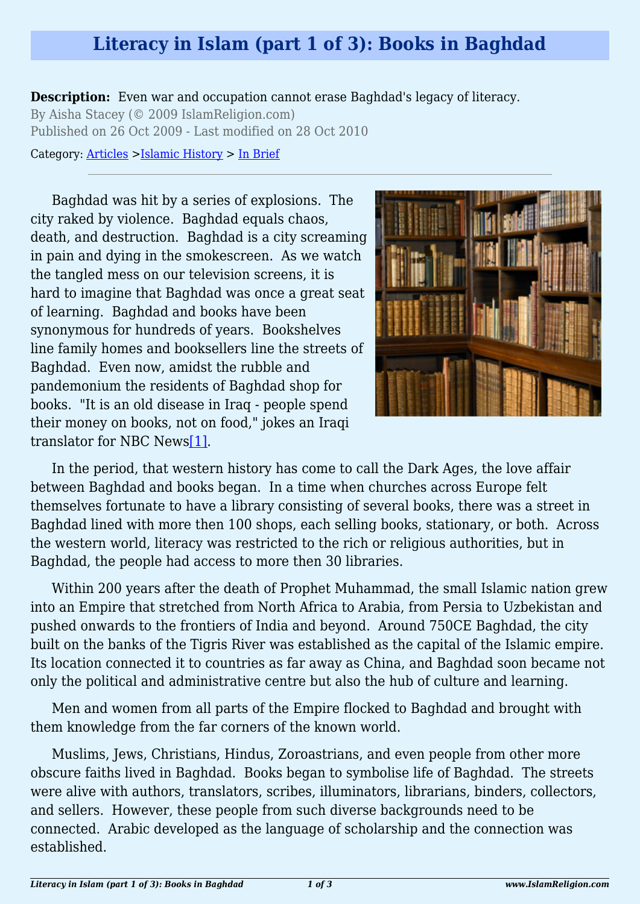# Literacy in Islam (part 1 of 3): Books in Baghdad

**Description:** Even war and occupation cannot erase Baghdad's legacy of literacy.

By Aisha Stacey (© 2009 IslamReligion.com)

Published on 26 Oct 2009 - Last modified on 28 Oct 2010

Category: Articles >Islamic History > In Brief

---

Baghdad was hit by a series of explosions. The city raked by violence. Baghdad equals chaos, death, and destruction. Baghdad is a city screaming in pain and dying in the smokescreen. As we watch the tangled mess on our television screens, it is hard to imagine that Baghdad was once a great seat of learning. Baghdad and books have been synonymous for hundreds of years. Bookshelves line family homes and booksellers line the streets of Baghdad. Even now, amidst the rubble and pandemonium the residents of Baghdad shop for books. "It is an old disease in Iraq - people spend their money on books, not on food," jokes an Iraqi translator for NBC News[1].

In the period, that western history has come to call the Dark Ages, the love affair between Baghdad and books began. In a time when churches across Europe felt themselves fortunate to have a library consisting of several books, there was a street in Baghdad lined with more then 100 shops, each selling books, stationary, or both. Across the western world, literacy was restricted to the rich or religious authorities, but in Baghdad, the people had access to more then 30 libraries.

Within 200 years after the death of Prophet Muhammad, the small Islamic nation grew into an Empire that stretched from North Africa to Arabia, from Persia to Uzbekistan and pushed onwards to the frontiers of India and beyond. Around 750CE Baghdad, the city built on the banks of the Tigris River was established as the capital of the Islamic empire. Its location connected it to countries as far away as China, and Baghdad soon became not only the political and administrative centre but also the hub of culture and learning.

Men and women from all parts of the Empire flocked to Baghdad and brought with them knowledge from the far corners of the known world.

Muslims, Jews, Christians, Hindus, Zoroastrians, and even people from other more obscure faiths lived in Baghdad. Books began to symbolise life of Baghdad. The streets were alive with authors, translators, scribes, illuminators, librarians, binders, collectors, and sellers. However, these people from such diverse backgrounds need to be connected. Arabic developed as the language of scholarship and the connection was established.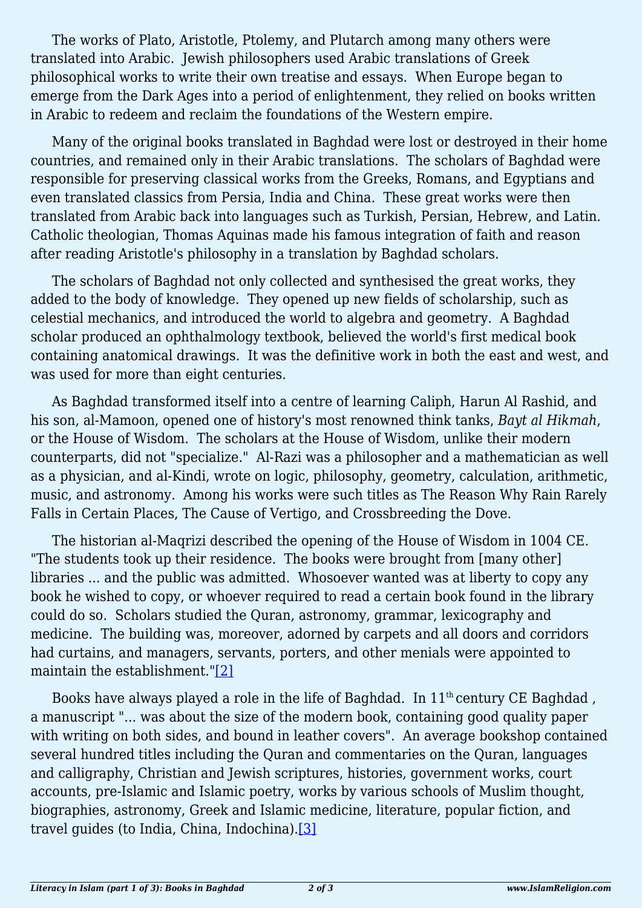The works of Plato, Aristotle, Ptolemy, and Plutarch among many others were translated into Arabic. Jewish philosophers used Arabic translations of Greek philosophical works to write their own treatise and essays. When Europe began to emerge from the Dark Ages into a period of enlightenment, they relied on books written in Arabic to redeem and reclaim the foundations of the Western empire.

Many of the original books translated in Baghdad were lost or destroyed in their home countries, and remained only in their Arabic translations. The scholars of Baghdad were responsible for preserving classical works from the Greeks, Romans, and Egyptians and even translated classics from Persia, India and China. These great works were then translated from Arabic back into languages such as Turkish, Persian, Hebrew, and Latin. Catholic theologian, Thomas Aquinas made his famous integration of faith and reason after reading Aristotle's philosophy in a translation by Baghdad scholars.

The scholars of Baghdad not only collected and synthesised the great works, they added to the body of knowledge. They opened up new fields of scholarship, such as celestial mechanics, and introduced the world to algebra and geometry. A Baghdad scholar produced an ophthalmology textbook, believed the world's first medical book containing anatomical drawings. It was the definitive work in both the east and west, and was used for more than eight centuries.

As Baghdad transformed itself into a centre of learning Caliph, Harun Al Rashid, and his son, al-Mamoon, opened one of history's most renowned think tanks, *Bayt al Hikmah*, or the House of Wisdom. The scholars at the House of Wisdom, unlike their modern counterparts, did not "specialize." Al-Razi was a philosopher and a mathematician as well as a physician, and al-Kindi, wrote on logic, philosophy, geometry, calculation, arithmetic, music, and astronomy. Among his works were such titles as The Reason Why Rain Rarely Falls in Certain Places, The Cause of Vertigo, and Crossbreeding the Dove.

The historian al-Maqrizi described the opening of the House of Wisdom in 1004 CE. "The students took up their residence. The books were brought from [many other] libraries ... and the public was admitted. Whosoever wanted was at liberty to copy any book he wished to copy, or whoever required to read a certain book found in the library could do so. Scholars studied the Quran, astronomy, grammar, lexicography and medicine. The building was, moreover, adorned by carpets and all doors and corridors had curtains, and managers, servants, porters, and other menials were appointed to maintain the establishment."[2]

Books have always played a role in the life of Baghdad. In 11th century CE Baghdad , a manuscript "... was about the size of the modern book, containing good quality paper with writing on both sides, and bound in leather covers". An average bookshop contained several hundred titles including the Quran and commentaries on the Quran, languages and calligraphy, Christian and Jewish scriptures, histories, government works, court accounts, pre-Islamic and Islamic poetry, works by various schools of Muslim thought, biographies, astronomy, Greek and Islamic medicine, literature, popular fiction, and travel guides (to India, China, Indochina).[3]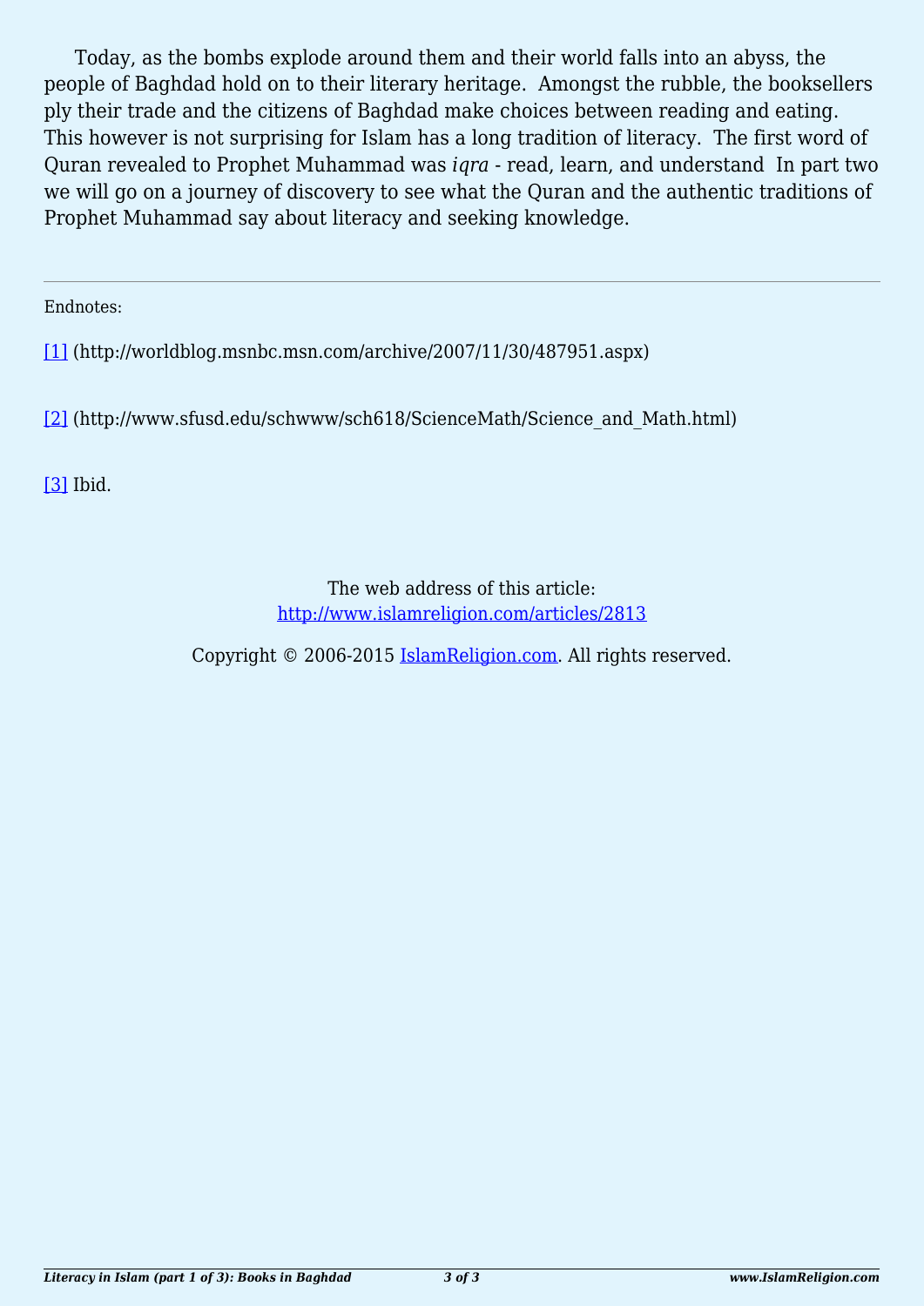Today, as the bombs explode around them and their world falls into an abyss, the people of Baghdad hold on to their literary heritage. Amongst the rubble, the booksellers ply their trade and the citizens of Baghdad make choices between reading and eating. This however is not surprising for Islam has a long tradition of literacy. The first word of Quran revealed to Prophet Muhammad was *iqra* - read, learn, and understand In part two we will go on a journey of discovery to see what the Quran and the authentic traditions of Prophet Muhammad say about literacy and seeking knowledge.

---

Endnotes:

[1] (http://worldblog.msnbc.msn.com/archive/2007/11/30/487951.aspx)

[2] (http://www.sfusd.edu/schwww/sch618/ScienceMath/Science_and_Math.html)

[3] Ibid.

The web address of this article:
http://www.islamreligion.com/articles/2813

Copyright © 2006-2015 IslamReligion.com. All rights reserved.